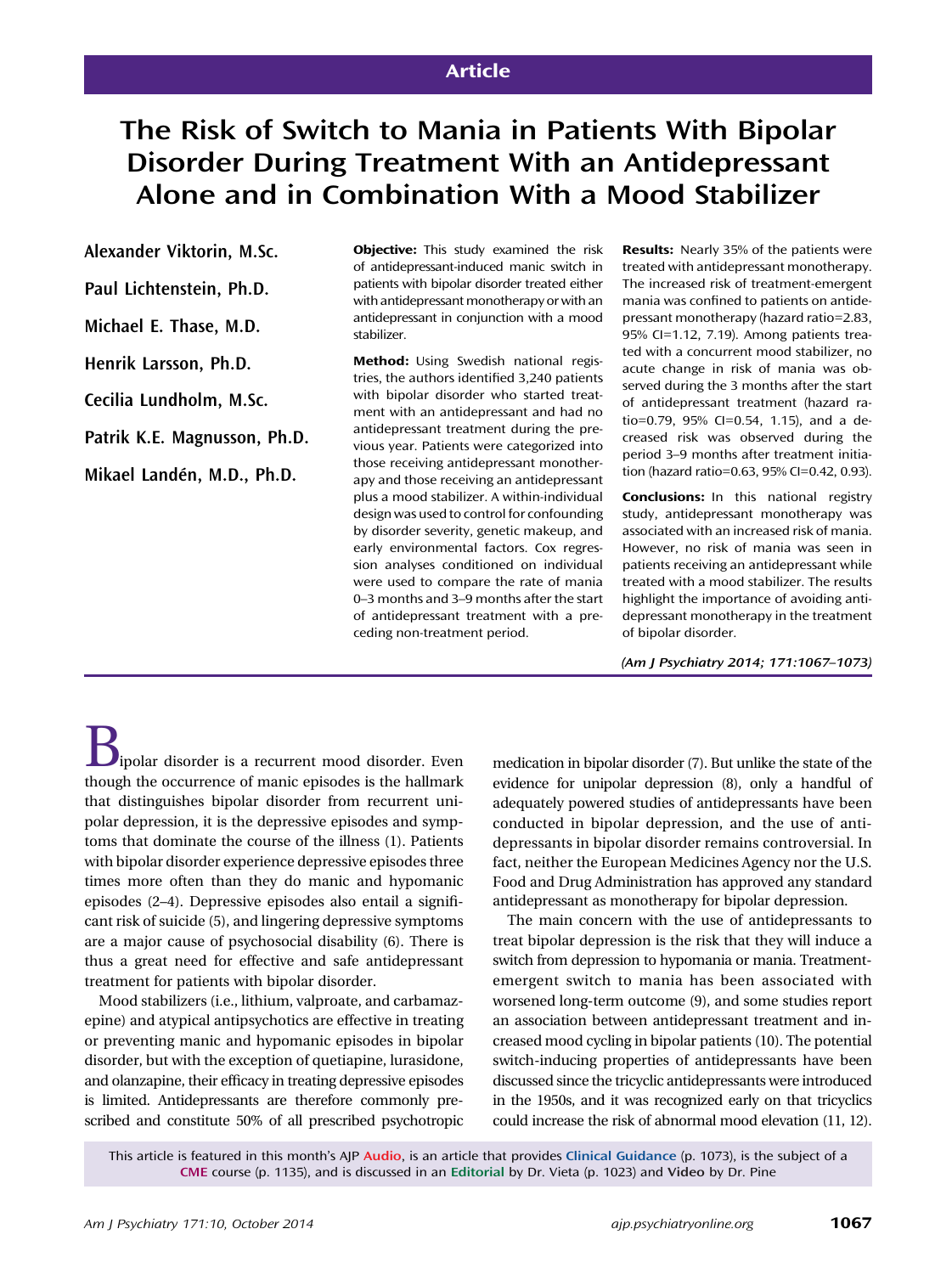Article

# The Risk of Switch to Mania in Patients With Bipolar Disorder During Treatment With an Antidepressant Alone and in Combination With a Mood Stabilizer

Alexander Viktorin, M.Sc.

Paul Lichtenstein, Ph.D.

Michael E. Thase, M.D.

Henrik Larsson, Ph.D.

Cecilia Lundholm, M.Sc.

Patrik K.E. Magnusson, Ph.D.

Mikael Landén, M.D., Ph.D.

**Objective:** This study examined the risk of antidepressant-induced manic switch in patients with bipolar disorder treated either with antidepressant monotherapy or with an antidepressant in conjunction with a mood stabilizer.

**Method:** Using Swedish national registries, the authors identified 3,240 patients with bipolar disorder who started treatment with an antidepressant and had no antidepressant treatment during the previous year. Patients were categorized into those receiving antidepressant monotherapy and those receiving an antidepressant plus a mood stabilizer. A within-individual design was used to control for confounding by disorder severity, genetic makeup, and early environmental factors. Cox regression analyses conditioned on individual were used to compare the rate of mania 0–3 months and 3–9 months after the start of antidepressant treatment with a preceding non-treatment period.

**Results:** Nearly 35% of the patients were treated with antidepressant monotherapy. The increased risk of treatment-emergent mania was confined to patients on antidepressant monotherapy (hazard ratio=2.83, 95% CI=1.12, 7.19). Among patients treated with a concurrent mood stabilizer, no acute change in risk of mania was observed during the 3 months after the start of antidepressant treatment (hazard ratio=0.79, 95% CI=0.54, 1.15), and a decreased risk was observed during the period 3–9 months after treatment initiation (hazard ratio=0.63, 95% CI=0.42, 0.93).

**Conclusions:** In this national registry study, antidepressant monotherapy was associated with an increased risk of mania. However, no risk of mania was seen in patients receiving an antidepressant while treated with a mood stabilizer. The results highlight the importance of avoiding antidepressant monotherapy in the treatment of bipolar disorder.

*(Am J Psychiatry 2014; 171:1067–1073)*

Bipolar disorder is a recurrent mood disorder. Even though the occurrence of manic episodes is the hallmark that distinguishes bipolar disorder from recurrent unipolar depression, it is the depressive episodes and symptoms that dominate the course of the illness (1). Patients with bipolar disorder experience depressive episodes three times more often than they do manic and hypomanic episodes (2–4). Depressive episodes also entail a significant risk of suicide (5), and lingering depressive symptoms are a major cause of psychosocial disability (6). There is thus a great need for effective and safe antidepressant treatment for patients with bipolar disorder.

Mood stabilizers (i.e., lithium, valproate, and carbamazepine) and atypical antipsychotics are effective in treating or preventing manic and hypomanic episodes in bipolar disorder, but with the exception of quetiapine, lurasidone, and olanzapine, their efficacy in treating depressive episodes is limited. Antidepressants are therefore commonly prescribed and constitute 50% of all prescribed psychotropic medication in bipolar disorder (7). But unlike the state of the evidence for unipolar depression (8), only a handful of adequately powered studies of antidepressants have been conducted in bipolar depression, and the use of antidepressants in bipolar disorder remains controversial. In fact, neither the European Medicines Agency nor the U.S. Food and Drug Administration has approved any standard antidepressant as monotherapy for bipolar depression.

The main concern with the use of antidepressants to treat bipolar depression is the risk that they will induce a switch from depression to hypomania or mania. Treatment-emergent switch to mania has been associated with worsened long-term outcome (9), and some studies report an association between antidepressant treatment and increased mood cycling in bipolar patients (10). The potential switch-inducing properties of antidepressants have been discussed since the tricyclic antidepressants were introduced in the 1950s, and it was recognized early on that tricyclics could increase the risk of abnormal mood elevation (11, 12).

This article is featured in this month's AJP Audio, is an article that provides Clinical Guidance (p. 1073), is the subject of a CME course (p. 1135), and is discussed in an Editorial by Dr. Vieta (p. 1023) and Video by Dr. Pine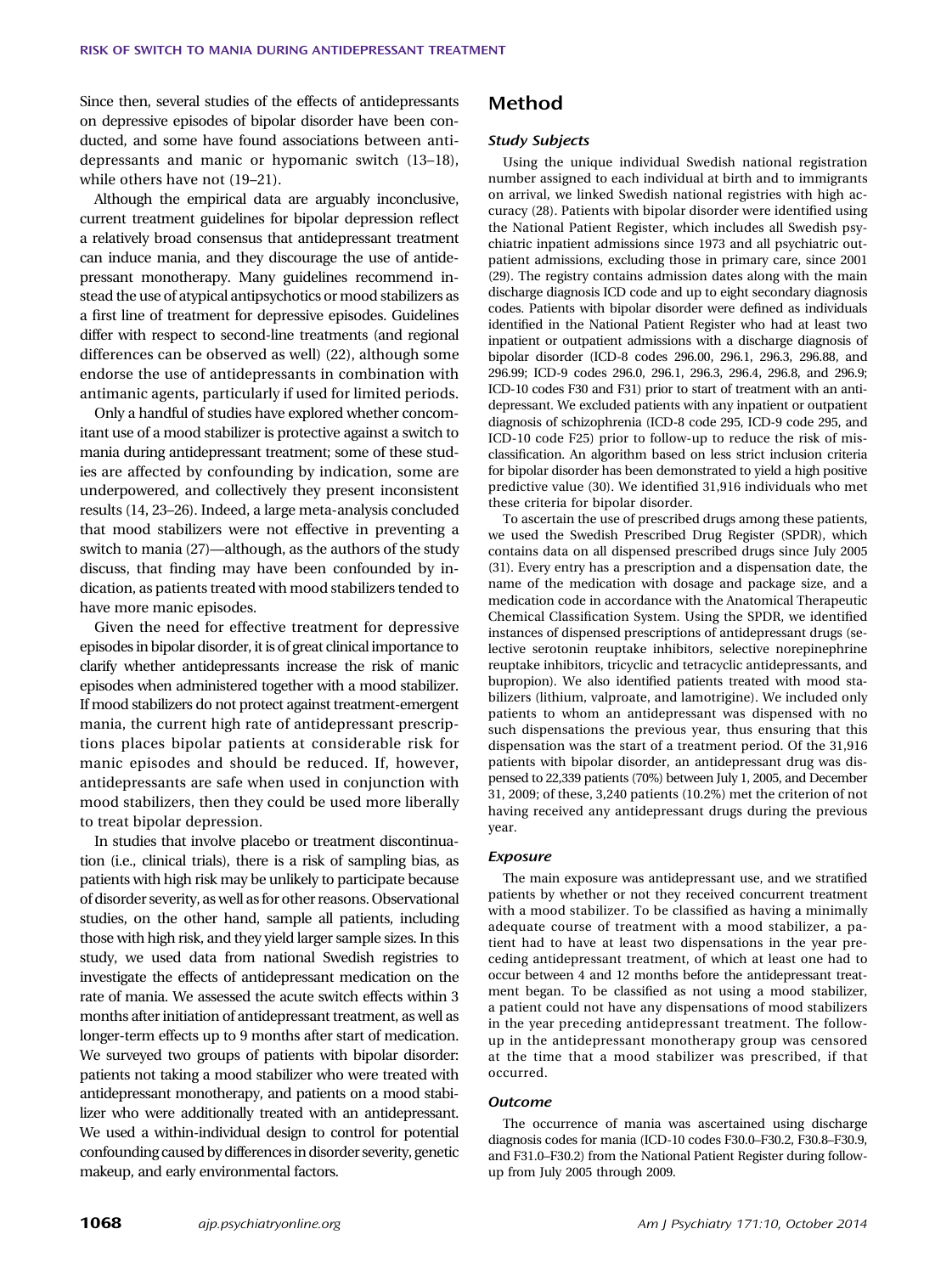Since then, several studies of the effects of antidepressants on depressive episodes of bipolar disorder have been conducted, and some have found associations between antidepressants and manic or hypomanic switch (13–18), while others have not (19–21).

Although the empirical data are arguably inconclusive, current treatment guidelines for bipolar depression reflect a relatively broad consensus that antidepressant treatment can induce mania, and they discourage the use of antidepressant monotherapy. Many guidelines recommend instead the use of atypical antipsychotics or mood stabilizers as a first line of treatment for depressive episodes. Guidelines differ with respect to second-line treatments (and regional differences can be observed as well) (22), although some endorse the use of antidepressants in combination with antimanic agents, particularly if used for limited periods.

Only a handful of studies have explored whether concomitant use of a mood stabilizer is protective against a switch to mania during antidepressant treatment; some of these studies are affected by confounding by indication, some are underpowered, and collectively they present inconsistent results (14, 23–26). Indeed, a large meta-analysis concluded that mood stabilizers were not effective in preventing a switch to mania (27)—although, as the authors of the study discuss, that finding may have been confounded by indication, as patients treated with mood stabilizers tended to have more manic episodes.

Given the need for effective treatment for depressive episodes in bipolar disorder, it is of great clinical importance to clarify whether antidepressants increase the risk of manic episodes when administered together with a mood stabilizer. If mood stabilizers do not protect against treatment-emergent mania, the current high rate of antidepressant prescriptions places bipolar patients at considerable risk for manic episodes and should be reduced. If, however, antidepressants are safe when used in conjunction with mood stabilizers, then they could be used more liberally to treat bipolar depression.

In studies that involve placebo or treatment discontinuation (i.e., clinical trials), there is a risk of sampling bias, as patients with high risk may be unlikely to participate because of disorder severity, as well as for other reasons. Observational studies, on the other hand, sample all patients, including those with high risk, and they yield larger sample sizes. In this study, we used data from national Swedish registries to investigate the effects of antidepressant medication on the rate of mania. We assessed the acute switch effects within 3 months after initiation of antidepressant treatment, as well as longer-term effects up to 9 months after start of medication. We surveyed two groups of patients with bipolar disorder: patients not taking a mood stabilizer who were treated with antidepressant monotherapy, and patients on a mood stabilizer who were additionally treated with an antidepressant. We used a within-individual design to control for potential confounding caused by differences in disorder severity, genetic makeup, and early environmental factors.

## Method

### *Study Subjects*

Using the unique individual Swedish national registration number assigned to each individual at birth and to immigrants on arrival, we linked Swedish national registries with high accuracy (28). Patients with bipolar disorder were identified using the National Patient Register, which includes all Swedish psychiatric inpatient admissions since 1973 and all psychiatric outpatient admissions, excluding those in primary care, since 2001 (29). The registry contains admission dates along with the main discharge diagnosis ICD code and up to eight secondary diagnosis codes. Patients with bipolar disorder were defined as individuals identified in the National Patient Register who had at least two inpatient or outpatient admissions with a discharge diagnosis of bipolar disorder (ICD-8 codes 296.00, 296.1, 296.3, 296.88, and 296.99; ICD-9 codes 296.0, 296.1, 296.3, 296.4, 296.8, and 296.9; ICD-10 codes F30 and F31) prior to start of treatment with an antidepressant. We excluded patients with any inpatient or outpatient diagnosis of schizophrenia (ICD-8 code 295, ICD-9 code 295, and ICD-10 code F25) prior to follow-up to reduce the risk of misclassification. An algorithm based on less strict inclusion criteria for bipolar disorder has been demonstrated to yield a high positive predictive value (30). We identified 31,916 individuals who met these criteria for bipolar disorder.

To ascertain the use of prescribed drugs among these patients, we used the Swedish Prescribed Drug Register (SPDR), which contains data on all dispensed prescribed drugs since July 2005 (31). Every entry has a prescription and a dispensation date, the name of the medication with dosage and package size, and a medication code in accordance with the Anatomical Therapeutic Chemical Classification System. Using the SPDR, we identified instances of dispensed prescriptions of antidepressant drugs (selective serotonin reuptake inhibitors, selective norepinephrine reuptake inhibitors, tricyclic and tetracyclic antidepressants, and bupropion). We also identified patients treated with mood stabilizers (lithium, valproate, and lamotrigine). We included only patients to whom an antidepressant was dispensed with no such dispensations the previous year, thus ensuring that this dispensation was the start of a treatment period. Of the 31,916 patients with bipolar disorder, an antidepressant drug was dispensed to 22,339 patients (70%) between July 1, 2005, and December 31, 2009; of these, 3,240 patients (10.2%) met the criterion of not having received any antidepressant drugs during the previous year.

### *Exposure*

The main exposure was antidepressant use, and we stratified patients by whether or not they received concurrent treatment with a mood stabilizer. To be classified as having a minimally adequate course of treatment with a mood stabilizer, a patient had to have at least two dispensations in the year preceding antidepressant treatment, of which at least one had to occur between 4 and 12 months before the antidepressant treatment began. To be classified as not using a mood stabilizer, a patient could not have any dispensations of mood stabilizers in the year preceding antidepressant treatment. The follow-up in the antidepressant monotherapy group was censored at the time that a mood stabilizer was prescribed, if that occurred.

### *Outcome*

The occurrence of mania was ascertained using discharge diagnosis codes for mania (ICD-10 codes F30.0–F30.2, F30.8–F30.9, and F31.0–F30.2) from the National Patient Register during follow-up from July 2005 through 2009.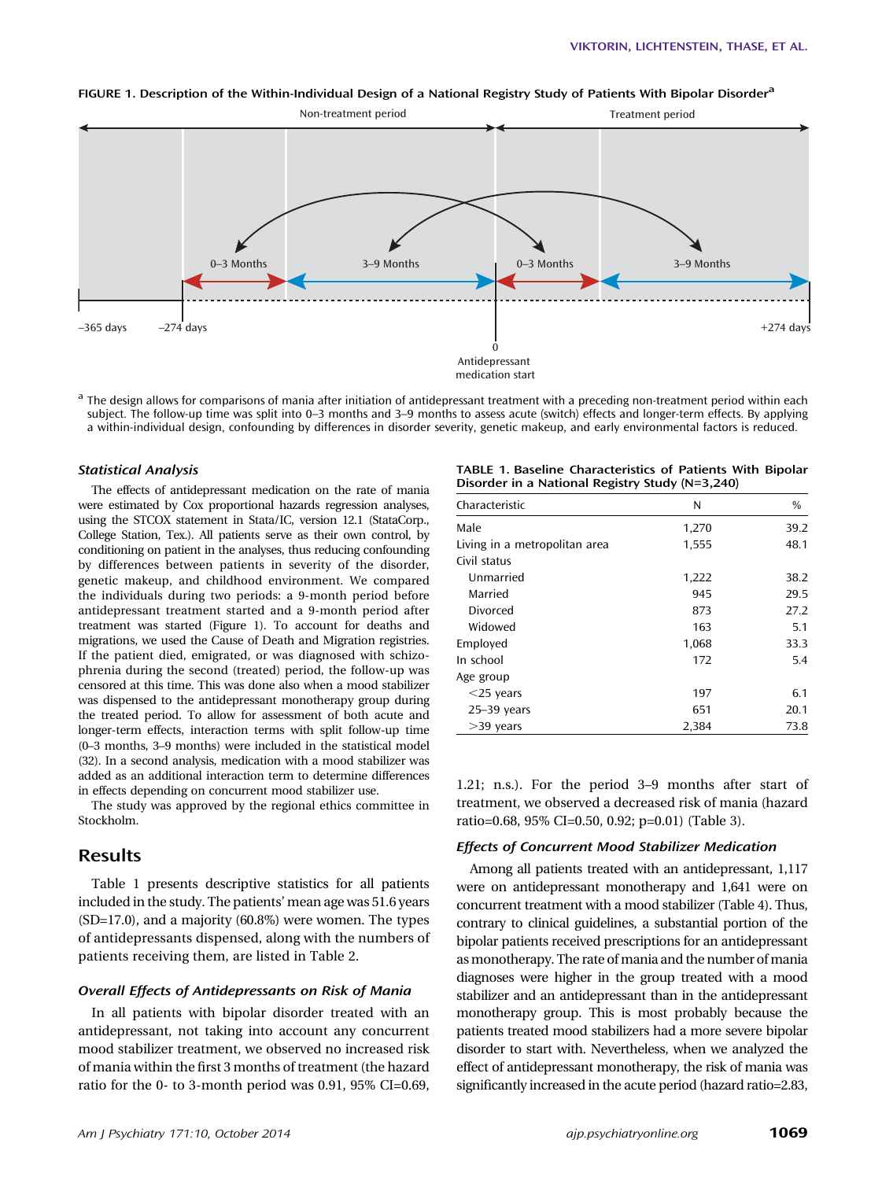FIGURE 1. Description of the Within-Individual Design of a National Registry Study of Patients With Bipolar Disorder[a]

Non-treatment period | Treatment period

0–3 Months | 3–9 Months | 0–3 Months | 3–9 Months

–365 days | –274 days | 0 Antidepressant medication start | +274 days

[a] The design allows for comparisons of mania after initiation of antidepressant treatment with a preceding non-treatment period within each subject. The follow-up time was split into 0–3 months and 3–9 months to assess acute (switch) effects and longer-term effects. By applying a within-individual design, confounding by differences in disorder severity, genetic makeup, and early environmental factors is reduced.

### *Statistical Analysis*

The effects of antidepressant medication on the rate of mania were estimated by Cox proportional hazards regression analyses, using the STCOX statement in Stata/IC, version 12.1 (StataCorp., College Station, Tex.). All patients serve as their own control, by conditioning on patient in the analyses, thus reducing confounding by differences between patients in severity of the disorder, genetic makeup, and childhood environment. We compared the individuals during two periods: a 9-month period before antidepressant treatment started and a 9-month period after treatment was started (Figure 1). To account for deaths and migrations, we used the Cause of Death and Migration registries. If the patient died, emigrated, or was diagnosed with schizophrenia during the second (treated) period, the follow-up was censored at this time. This was done also when a mood stabilizer was dispensed to the antidepressant monotherapy group during the treated period. To allow for assessment of both acute and longer-term effects, interaction terms with split follow-up time (0–3 months, 3–9 months) were included in the statistical model (32). In a second analysis, medication with a mood stabilizer was added as an additional interaction term to determine differences in effects depending on concurrent mood stabilizer use.

The study was approved by the regional ethics committee in Stockholm.

## Results

Table 1 presents descriptive statistics for all patients included in the study. The patients' mean age was 51.6 years (SD=17.0), and a majority (60.8%) were women. The types of antidepressants dispensed, along with the numbers of patients receiving them, are listed in Table 2.

### *Overall Effects of Antidepressants on Risk of Mania*

In all patients with bipolar disorder treated with an antidepressant, not taking into account any concurrent mood stabilizer treatment, we observed no increased risk of mania within the first 3 months of treatment (the hazard ratio for the 0- to 3-month period was 0.91, 95% CI=0.69, 1.21; n.s.). For the period 3–9 months after start of treatment, we observed a decreased risk of mania (hazard ratio=0.68, 95% CI=0.50, 0.92; p=0.01) (Table 3).

**TABLE 1. Baseline Characteristics of Patients With Bipolar Disorder in a National Registry Study (N=3,240)**

| Characteristic | N | % |
|---|---|---|
| Male | 1,270 | 39.2 |
| Living in a metropolitan area | 1,555 | 48.1 |
| Civil status | | |
| Unmarried | 1,222 | 38.2 |
| Married | 945 | 29.5 |
| Divorced | 873 | 27.2 |
| Widowed | 163 | 5.1 |
| Employed | 1,068 | 33.3 |
| In school | 172 | 5.4 |
| Age group | | |
| <25 years | 197 | 6.1 |
| 25–39 years | 651 | 20.1 |
| >39 years | 2,384 | 73.8 |

### *Effects of Concurrent Mood Stabilizer Medication*

Among all patients treated with an antidepressant, 1,117 were on antidepressant monotherapy and 1,641 were on concurrent treatment with a mood stabilizer (Table 4). Thus, contrary to clinical guidelines, a substantial portion of the bipolar patients received prescriptions for an antidepressant as monotherapy. The rate of mania and the number of mania diagnoses were higher in the group treated with a mood stabilizer and an antidepressant than in the antidepressant monotherapy group. This is most probably because the patients treated mood stabilizers had a more severe bipolar disorder to start with. Nevertheless, when we analyzed the effect of antidepressant monotherapy, the risk of mania was significantly increased in the acute period (hazard ratio=2.83,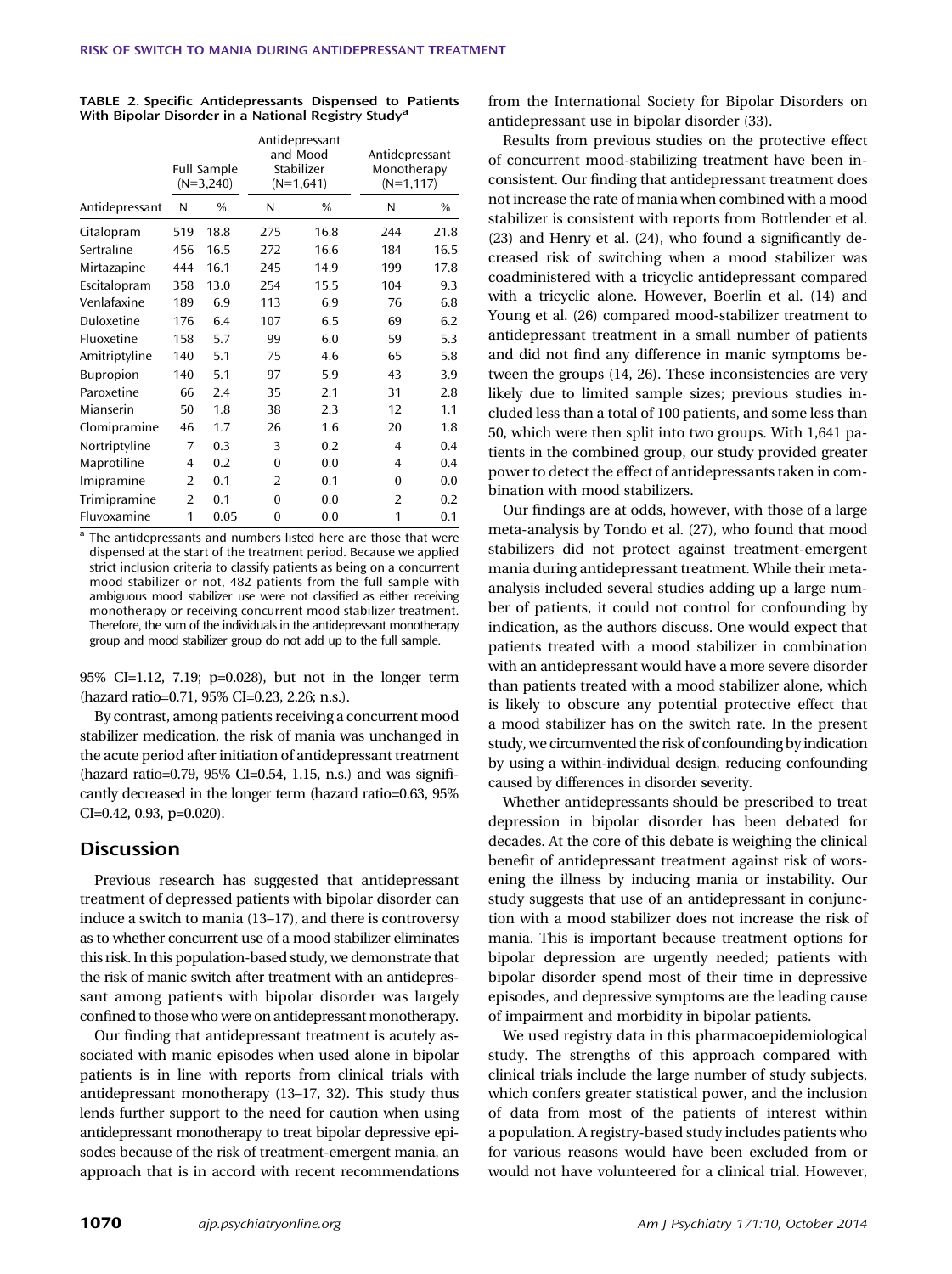TABLE 2. Specific Antidepressants Dispensed to Patients With Bipolar Disorder in a National Registry Study[a]

| Antidepressant | Full Sample (N=3,240) | | Antidepressant and Mood Stabilizer (N=1,641) | | Antidepressant Monotherapy (N=1,117) | |
|---|---|---|---|---|---|---|
| | N | % | N | % | N | % |
| Citalopram | 519 | 18.8 | 275 | 16.8 | 244 | 21.8 |
| Sertraline | 456 | 16.5 | 272 | 16.6 | 184 | 16.5 |
| Mirtazapine | 444 | 16.1 | 245 | 14.9 | 199 | 17.8 |
| Escitalopram | 358 | 13.0 | 254 | 15.5 | 104 | 9.3 |
| Venlafaxine | 189 | 6.9 | 113 | 6.9 | 76 | 6.8 |
| Duloxetine | 176 | 6.4 | 107 | 6.5 | 69 | 6.2 |
| Fluoxetine | 158 | 5.7 | 99 | 6.0 | 59 | 5.3 |
| Amitriptyline | 140 | 5.1 | 75 | 4.6 | 65 | 5.8 |
| Bupropion | 140 | 5.1 | 97 | 5.9 | 43 | 3.9 |
| Paroxetine | 66 | 2.4 | 35 | 2.1 | 31 | 2.8 |
| Mianserin | 50 | 1.8 | 38 | 2.3 | 12 | 1.1 |
| Clomipramine | 46 | 1.7 | 26 | 1.6 | 20 | 1.8 |
| Nortriptyline | 7 | 0.3 | 3 | 0.2 | 4 | 0.4 |
| Maprotiline | 4 | 0.2 | 0 | 0.0 | 4 | 0.4 |
| Imipramine | 2 | 0.1 | 2 | 0.1 | 0 | 0.0 |
| Trimipramine | 2 | 0.1 | 0 | 0.0 | 2 | 0.2 |
| Fluvoxamine | 1 | 0.05 | 0 | 0.0 | 1 | 0.1 |

[a] The antidepressants and numbers listed here are those that were dispensed at the start of the treatment period. Because we applied strict inclusion criteria to classify patients as being on a concurrent mood stabilizer or not, 482 patients from the full sample with ambiguous mood stabilizer use were not classified as either receiving monotherapy or receiving concurrent mood stabilizer treatment. Therefore, the sum of the individuals in the antidepressant monotherapy group and mood stabilizer group do not add up to the full sample.

95% CI=1.12, 7.19; p=0.028), but not in the longer term (hazard ratio=0.71, 95% CI=0.23, 2.26; n.s.).

By contrast, among patients receiving a concurrent mood stabilizer medication, the risk of mania was unchanged in the acute period after initiation of antidepressant treatment (hazard ratio=0.79, 95% CI=0.54, 1.15, n.s.) and was significantly decreased in the longer term (hazard ratio=0.63, 95% CI=0.42, 0.93, p=0.020).

## Discussion

Previous research has suggested that antidepressant treatment of depressed patients with bipolar disorder can induce a switch to mania (13–17), and there is controversy as to whether concurrent use of a mood stabilizer eliminates this risk. In this population-based study, we demonstrate that the risk of manic switch after treatment with an antidepressant among patients with bipolar disorder was largely confined to those who were on antidepressant monotherapy.

Our finding that antidepressant treatment is acutely associated with manic episodes when used alone in bipolar patients is in line with reports from clinical trials with antidepressant monotherapy (13–17, 32). This study thus lends further support to the need for caution when using antidepressant monotherapy to treat bipolar depressive episodes because of the risk of treatment-emergent mania, an approach that is in accord with recent recommendations from the International Society for Bipolar Disorders on antidepressant use in bipolar disorder (33).

Results from previous studies on the protective effect of concurrent mood-stabilizing treatment have been inconsistent. Our finding that antidepressant treatment does not increase the rate of mania when combined with a mood stabilizer is consistent with reports from Bottlender et al. (23) and Henry et al. (24), who found a significantly decreased risk of switching when a mood stabilizer was coadministered with a tricyclic antidepressant compared with a tricyclic alone. However, Boerlin et al. (14) and Young et al. (26) compared mood-stabilizer treatment to antidepressant treatment in a small number of patients and did not find any difference in manic symptoms between the groups (14, 26). These inconsistencies are very likely due to limited sample sizes; previous studies included less than a total of 100 patients, and some less than 50, which were then split into two groups. With 1,641 patients in the combined group, our study provided greater power to detect the effect of antidepressants taken in combination with mood stabilizers.

Our findings are at odds, however, with those of a large meta-analysis by Tondo et al. (27), who found that mood stabilizers did not protect against treatment-emergent mania during antidepressant treatment. While their meta-analysis included several studies adding up a large number of patients, it could not control for confounding by indication, as the authors discuss. One would expect that patients treated with a mood stabilizer in combination with an antidepressant would have a more severe disorder than patients treated with a mood stabilizer alone, which is likely to obscure any potential protective effect that a mood stabilizer has on the switch rate. In the present study, we circumvented the risk of confounding by indication by using a within-individual design, reducing confounding caused by differences in disorder severity.

Whether antidepressants should be prescribed to treat depression in bipolar disorder has been debated for decades. At the core of this debate is weighing the clinical benefit of antidepressant treatment against risk of worsening the illness by inducing mania or instability. Our study suggests that use of an antidepressant in conjunction with a mood stabilizer does not increase the risk of mania. This is important because treatment options for bipolar depression are urgently needed; patients with bipolar disorder spend most of their time in depressive episodes, and depressive symptoms are the leading cause of impairment and morbidity in bipolar patients.

We used registry data in this pharmacoepidemiological study. The strengths of this approach compared with clinical trials include the large number of study subjects, which confers greater statistical power, and the inclusion of data from most of the patients of interest within a population. A registry-based study includes patients who for various reasons would have been excluded from or would not have volunteered for a clinical trial. However,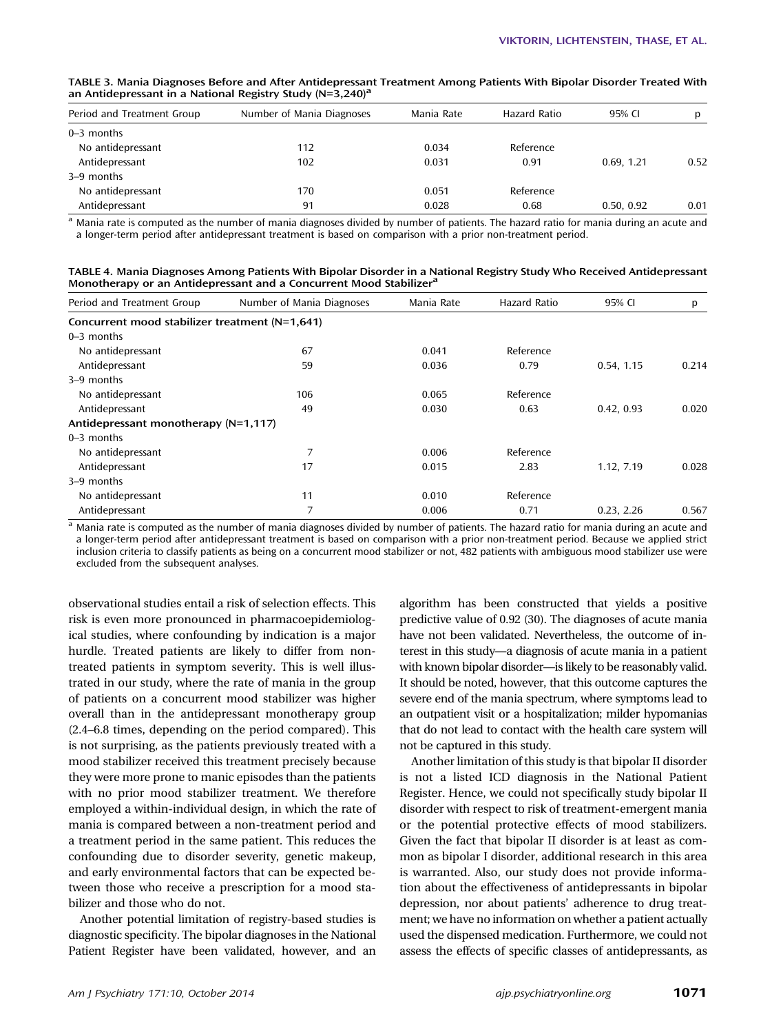**TABLE 3. Mania Diagnoses Before and After Antidepressant Treatment Among Patients With Bipolar Disorder Treated With an Antidepressant in a National Registry Study (N=3,240)[a]**

| Period and Treatment Group | Number of Mania Diagnoses | Mania Rate | Hazard Ratio | 95% CI | p |
|---|---|---|---|---|---|
| 0–3 months | | | | | |
| No antidepressant | 112 | 0.034 | Reference | | |
| Antidepressant | 102 | 0.031 | 0.91 | 0.69, 1.21 | 0.52 |
| 3–9 months | | | | | |
| No antidepressant | 170 | 0.051 | Reference | | |
| Antidepressant | 91 | 0.028 | 0.68 | 0.50, 0.92 | 0.01 |

[a] Mania rate is computed as the number of mania diagnoses divided by number of patients. The hazard ratio for mania during an acute and a longer-term period after antidepressant treatment is based on comparison with a prior non-treatment period.

**TABLE 4. Mania Diagnoses Among Patients With Bipolar Disorder in a National Registry Study Who Received Antidepressant Monotherapy or an Antidepressant and a Concurrent Mood Stabilizer[a]**

| Period and Treatment Group | Number of Mania Diagnoses | Mania Rate | Hazard Ratio | 95% CI | p |
|---|---|---|---|---|---|
| **Concurrent mood stabilizer treatment (N=1,641)** | | | | | |
| 0–3 months | | | | | |
| No antidepressant | 67 | 0.041 | Reference | | |
| Antidepressant | 59 | 0.036 | 0.79 | 0.54, 1.15 | 0.214 |
| 3–9 months | | | | | |
| No antidepressant | 106 | 0.065 | Reference | | |
| Antidepressant | 49 | 0.030 | 0.63 | 0.42, 0.93 | 0.020 |
| **Antidepressant monotherapy (N=1,117)** | | | | | |
| 0–3 months | | | | | |
| No antidepressant | 7 | 0.006 | Reference | | |
| Antidepressant | 17 | 0.015 | 2.83 | 1.12, 7.19 | 0.028 |
| 3–9 months | | | | | |
| No antidepressant | 11 | 0.010 | Reference | | |
| Antidepressant | 7 | 0.006 | 0.71 | 0.23, 2.26 | 0.567 |

[a] Mania rate is computed as the number of mania diagnoses divided by number of patients. The hazard ratio for mania during an acute and a longer-term period after antidepressant treatment is based on comparison with a prior non-treatment period. Because we applied strict inclusion criteria to classify patients as being on a concurrent mood stabilizer or not, 482 patients with ambiguous mood stabilizer use were excluded from the subsequent analyses.

observational studies entail a risk of selection effects. This risk is even more pronounced in pharmacoepidemiological studies, where confounding by indication is a major hurdle. Treated patients are likely to differ from nontreated patients in symptom severity. This is well illustrated in our study, where the rate of mania in the group of patients on a concurrent mood stabilizer was higher overall than in the antidepressant monotherapy group (2.4–6.8 times, depending on the period compared). This is not surprising, as the patients previously treated with a mood stabilizer received this treatment precisely because they were more prone to manic episodes than the patients with no prior mood stabilizer treatment. We therefore employed a within-individual design, in which the rate of mania is compared between a non-treatment period and a treatment period in the same patient. This reduces the confounding due to disorder severity, genetic makeup, and early environmental factors that can be expected between those who receive a prescription for a mood stabilizer and those who do not.

Another potential limitation of registry-based studies is diagnostic specificity. The bipolar diagnoses in the National Patient Register have been validated, however, and an algorithm has been constructed that yields a positive predictive value of 0.92 (30). The diagnoses of acute mania have not been validated. Nevertheless, the outcome of interest in this study—a diagnosis of acute mania in a patient with known bipolar disorder—is likely to be reasonably valid. It should be noted, however, that this outcome captures the severe end of the mania spectrum, where symptoms lead to an outpatient visit or a hospitalization; milder hypomanias that do not lead to contact with the health care system will not be captured in this study.

Another limitation of this study is that bipolar II disorder is not a listed ICD diagnosis in the National Patient Register. Hence, we could not specifically study bipolar II disorder with respect to risk of treatment-emergent mania or the potential protective effects of mood stabilizers. Given the fact that bipolar II disorder is at least as common as bipolar I disorder, additional research in this area is warranted. Also, our study does not provide information about the effectiveness of antidepressants in bipolar depression, nor about patients' adherence to drug treatment; we have no information on whether a patient actually used the dispensed medication. Furthermore, we could not assess the effects of specific classes of antidepressants, as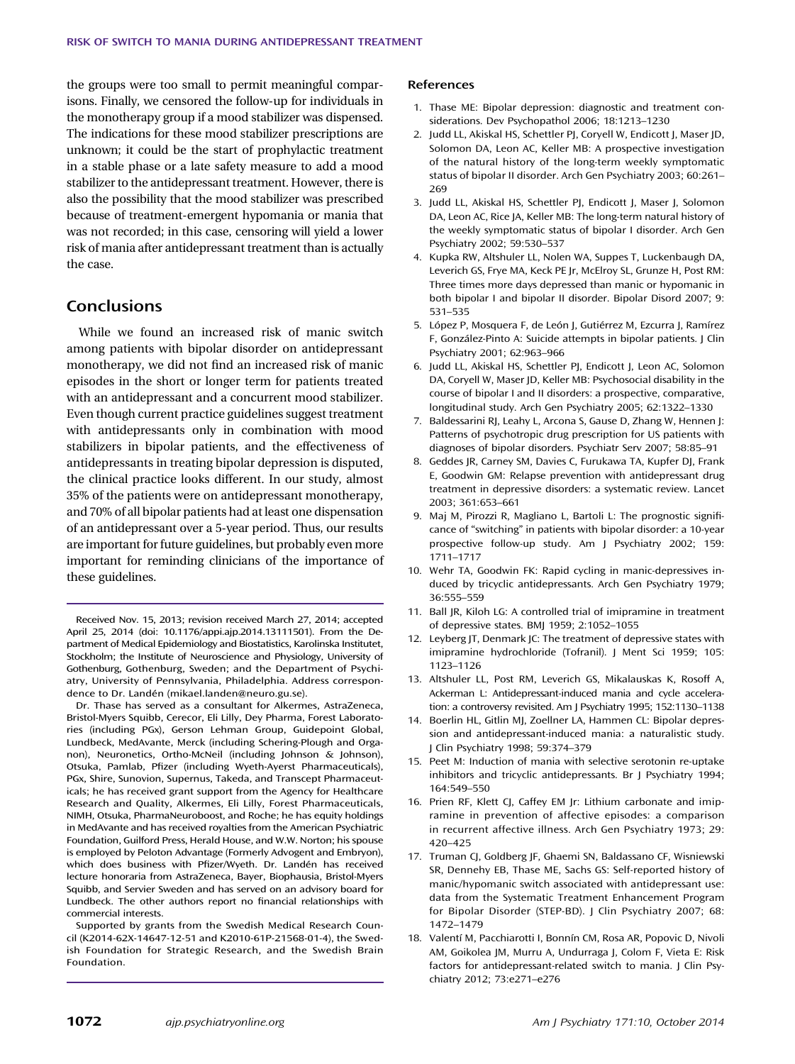the groups were too small to permit meaningful comparisons. Finally, we censored the follow-up for individuals in the monotherapy group if a mood stabilizer was dispensed. The indications for these mood stabilizer prescriptions are unknown; it could be the start of prophylactic treatment in a stable phase or a late safety measure to add a mood stabilizer to the antidepressant treatment. However, there is also the possibility that the mood stabilizer was prescribed because of treatment-emergent hypomania or mania that was not recorded; in this case, censoring will yield a lower risk of mania after antidepressant treatment than is actually the case.

## Conclusions

While we found an increased risk of manic switch among patients with bipolar disorder on antidepressant monotherapy, we did not find an increased risk of manic episodes in the short or longer term for patients treated with an antidepressant and a concurrent mood stabilizer. Even though current practice guidelines suggest treatment with antidepressants only in combination with mood stabilizers in bipolar patients, and the effectiveness of antidepressants in treating bipolar depression is disputed, the clinical practice looks different. In our study, almost 35% of the patients were on antidepressant monotherapy, and 70% of all bipolar patients had at least one dispensation of an antidepressant over a 5-year period. Thus, our results are important for future guidelines, but probably even more important for reminding clinicians of the importance of these guidelines.

---

Received Nov. 15, 2013; revision received March 27, 2014; accepted April 25, 2014 (doi: 10.1176/appi.ajp.2014.13111501). From the Department of Medical Epidemiology and Biostatistics, Karolinska Institutet, Stockholm; the Institute of Neuroscience and Physiology, University of Gothenburg, Gothenburg, Sweden; and the Department of Psychiatry, University of Pennsylvania, Philadelphia. Address correspondence to Dr. Landén (mikael.landen@neuro.gu.se).

Dr. Thase has served as a consultant for Alkermes, AstraZeneca, Bristol-Myers Squibb, Cerecor, Eli Lilly, Dey Pharma, Forest Laboratories (including PGx), Gerson Lehman Group, Guidepoint Global, Lundbeck, MedAvante, Merck (including Schering-Plough and Organon), Neuronetics, Ortho-McNeil (including Johnson & Johnson), Otsuka, Pamlab, Pfizer (including Wyeth-Ayerst Pharmaceuticals), PGx, Shire, Sunovion, Supernus, Takeda, and Transcept Pharmaceuticals; he has received grant support from the Agency for Healthcare Research and Quality, Alkermes, Eli Lilly, Forest Pharmaceuticals, NIMH, Otsuka, PharmaNeuroboost, and Roche; he has equity holdings in MedAvante and has received royalties from the American Psychiatric Foundation, Guilford Press, Herald House, and W.W. Norton; his spouse is employed by Peloton Advantage (Formerly Advogent and Embryon), which does business with Pfizer/Wyeth. Dr. Landén has received lecture honoraria from AstraZeneca, Bayer, Biophausia, Bristol-Myers Squibb, and Servier Sweden and has served on an advisory board for Lundbeck. The other authors report no financial relationships with commercial interests.

Supported by grants from the Swedish Medical Research Council (K2014-62X-14647-12-51 and K2010-61P-21568-01-4), the Swedish Foundation for Strategic Research, and the Swedish Brain Foundation.

---

### References

1. Thase ME: Bipolar depression: diagnostic and treatment considerations. Dev Psychopathol 2006; 18:1213–1230
2. Judd LL, Akiskal HS, Schettler PJ, Coryell W, Endicott J, Maser JD, Solomon DA, Leon AC, Keller MB: A prospective investigation of the natural history of the long-term weekly symptomatic status of bipolar II disorder. Arch Gen Psychiatry 2003; 60:261–269
3. Judd LL, Akiskal HS, Schettler PJ, Endicott J, Maser J, Solomon DA, Leon AC, Rice JA, Keller MB: The long-term natural history of the weekly symptomatic status of bipolar I disorder. Arch Gen Psychiatry 2002; 59:530–537
4. Kupka RW, Altshuler LL, Nolen WA, Suppes T, Luckenbaugh DA, Leverich GS, Frye MA, Keck PE Jr, McElroy SL, Grunze H, Post RM: Three times more days depressed than manic or hypomanic in both bipolar I and bipolar II disorder. Bipolar Disord 2007; 9: 531–535
5. López P, Mosquera F, de León J, Gutiérrez M, Ezcurra J, Ramírez F, González-Pinto A: Suicide attempts in bipolar patients. J Clin Psychiatry 2001; 62:963–966
6. Judd LL, Akiskal HS, Schettler PJ, Endicott J, Leon AC, Solomon DA, Coryell W, Maser JD, Keller MB: Psychosocial disability in the course of bipolar I and II disorders: a prospective, comparative, longitudinal study. Arch Gen Psychiatry 2005; 62:1322–1330
7. Baldessarini RJ, Leahy L, Arcona S, Gause D, Zhang W, Hennen J: Patterns of psychotropic drug prescription for US patients with diagnoses of bipolar disorders. Psychiatr Serv 2007; 58:85–91
8. Geddes JR, Carney SM, Davies C, Furukawa TA, Kupfer DJ, Frank E, Goodwin GM: Relapse prevention with antidepressant drug treatment in depressive disorders: a systematic review. Lancet 2003; 361:653–661
9. Maj M, Pirozzi R, Magliano L, Bartoli L: The prognostic significance of "switching" in patients with bipolar disorder: a 10-year prospective follow-up study. Am J Psychiatry 2002; 159: 1711–1717
10. Wehr TA, Goodwin FK: Rapid cycling in manic-depressives induced by tricyclic antidepressants. Arch Gen Psychiatry 1979; 36:555–559
11. Ball JR, Kiloh LG: A controlled trial of imipramine in treatment of depressive states. BMJ 1959; 2:1052–1055
12. Leyberg JT, Denmark JC: The treatment of depressive states with imipramine hydrochloride (Tofranil). J Ment Sci 1959; 105: 1123–1126
13. Altshuler LL, Post RM, Leverich GS, Mikalauskas K, Rosoff A, Ackerman L: Antidepressant-induced mania and cycle acceleration: a controversy revisited. Am J Psychiatry 1995; 152:1130–1138
14. Boerlin HL, Gitlin MJ, Zoellner LA, Hammen CL: Bipolar depression and antidepressant-induced mania: a naturalistic study. J Clin Psychiatry 1998; 59:374–379
15. Peet M: Induction of mania with selective serotonin re-uptake inhibitors and tricyclic antidepressants. Br J Psychiatry 1994; 164:549–550
16. Prien RF, Klett CJ, Caffey EM Jr: Lithium carbonate and imipramine in prevention of affective episodes: a comparison in recurrent affective illness. Arch Gen Psychiatry 1973; 29: 420–425
17. Truman CJ, Goldberg JF, Ghaemi SN, Baldassano CF, Wisniewski SR, Dennehy EB, Thase ME, Sachs GS: Self-reported history of manic/hypomanic switch associated with antidepressant use: data from the Systematic Treatment Enhancement Program for Bipolar Disorder (STEP-BD). J Clin Psychiatry 2007; 68: 1472–1479
18. Valentí M, Pacchiarotti I, Bonnín CM, Rosa AR, Popovic D, Nivoli AM, Goikolea JM, Murru A, Undurraga J, Colom F, Vieta E: Risk factors for antidepressant-related switch to mania. J Clin Psychiatry 2012; 73:e271–e276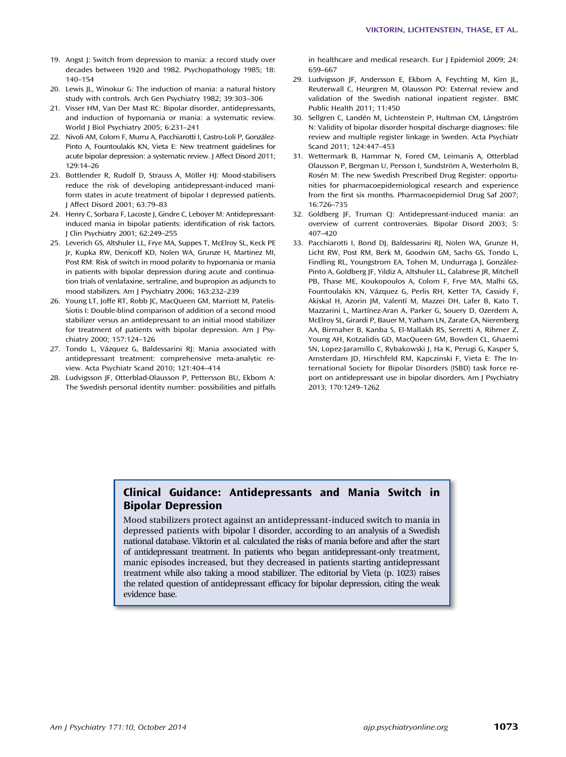19. Angst J: Switch from depression to mania: a record study over decades between 1920 and 1982. Psychopathology 1985; 18: 140–154
20. Lewis JL, Winokur G: The induction of mania: a natural history study with controls. Arch Gen Psychiatry 1982; 39:303–306
21. Visser HM, Van Der Mast RC: Bipolar disorder, antidepressants, and induction of hypomania or mania: a systematic review. World J Biol Psychiatry 2005; 6:231–241
22. Nivoli AM, Colom F, Murru A, Pacchiarotti I, Castro-Loli P, González-Pinto A, Fountoulakis KN, Vieta E: New treatment guidelines for acute bipolar depression: a systematic review. J Affect Disord 2011; 129:14–26
23. Bottlender R, Rudolf D, Strauss A, Möller HJ: Mood-stabilisers reduce the risk of developing antidepressant-induced maniform states in acute treatment of bipolar I depressed patients. J Affect Disord 2001; 63:79–83
24. Henry C, Sorbara F, Lacoste J, Gindre C, Leboyer M: Antidepressant-induced mania in bipolar patients: identification of risk factors. J Clin Psychiatry 2001; 62:249–255
25. Leverich GS, Altshuler LL, Frye MA, Suppes T, McElroy SL, Keck PE Jr, Kupka RW, Denicoff KD, Nolen WA, Grunze H, Martinez MI, Post RM: Risk of switch in mood polarity to hypomania or mania in patients with bipolar depression during acute and continuation trials of venlafaxine, sertraline, and bupropion as adjuncts to mood stabilizers. Am J Psychiatry 2006; 163:232–239
26. Young LT, Joffe RT, Robb JC, MacQueen GM, Marriott M, Patelis-Siotis I: Double-blind comparison of addition of a second mood stabilizer versus an antidepressant to an initial mood stabilizer for treatment of patients with bipolar depression. Am J Psychiatry 2000; 157:124–126
27. Tondo L, Vázquez G, Baldessarini RJ: Mania associated with antidepressant treatment: comprehensive meta-analytic review. Acta Psychiatr Scand 2010; 121:404–414
28. Ludvigsson JF, Otterblad-Olausson P, Pettersson BU, Ekbom A: The Swedish personal identity number: possibilities and pitfalls in healthcare and medical research. Eur J Epidemiol 2009; 24: 659–667
29. Ludvigsson JF, Andersson E, Ekbom A, Feychting M, Kim JL, Reuterwall C, Heurgren M, Olausson PO: External review and validation of the Swedish national inpatient register. BMC Public Health 2011; 11:450
30. Sellgren C, Landén M, Lichtenstein P, Hultman CM, Långström N: Validity of bipolar disorder hospital discharge diagnoses: file review and multiple register linkage in Sweden. Acta Psychiatr Scand 2011; 124:447–453
31. Wettermark B, Hammar N, Fored CM, Leimanis A, Otterblad Olausson P, Bergman U, Persson I, Sundström A, Westerholm B, Rosén M: The new Swedish Prescribed Drug Register: opportunities for pharmacoepidemiological research and experience from the first six months. Pharmacoepidemiol Drug Saf 2007; 16:726–735
32. Goldberg JF, Truman CJ: Antidepressant-induced mania: an overview of current controversies. Bipolar Disord 2003; 5: 407–420
33. Pacchiarotti I, Bond DJ, Baldessarini RJ, Nolen WA, Grunze H, Licht RW, Post RM, Berk M, Goodwin GM, Sachs GS, Tondo L, Findling RL, Youngstrom EA, Tohen M, Undurraga J, González-Pinto A, Goldberg JF, Yildiz A, Altshuler LL, Calabrese JR, Mitchell PB, Thase ME, Koukopoulos A, Colom F, Frye MA, Malhi GS, Fountoulakis KN, Vázquez G, Perlis RH, Ketter TA, Cassidy F, Akiskal H, Azorin JM, Valentí M, Mazzei DH, Lafer B, Kato T, Mazzarini L, Martínez-Aran A, Parker G, Souery D, Ozerdem A, McElroy SL, Girardi P, Bauer M, Yatham LN, Zarate CA, Nierenberg AA, Birmaher B, Kanba S, El-Mallakh RS, Serretti A, Rihmer Z, Young AH, Kotzalidis GD, MacQueen GM, Bowden CL, Ghaemi SN, Lopez-Jaramillo C, Rybakowski J, Ha K, Perugi G, Kasper S, Amsterdam JD, Hirschfeld RM, Kapczinski F, Vieta E: The International Society for Bipolar Disorders (ISBD) task force report on antidepressant use in bipolar disorders. Am J Psychiatry 2013; 170:1249–1262

## Clinical Guidance: Antidepressants and Mania Switch in Bipolar Depression

Mood stabilizers protect against an antidepressant-induced switch to mania in depressed patients with bipolar I disorder, according to an analysis of a Swedish national database. Viktorin et al. calculated the risks of mania before and after the start of antidepressant treatment. In patients who began antidepressant-only treatment, manic episodes increased, but they decreased in patients starting antidepressant treatment while also taking a mood stabilizer. The editorial by Vieta (p. 1023) raises the related question of antidepressant efficacy for bipolar depression, citing the weak evidence base.